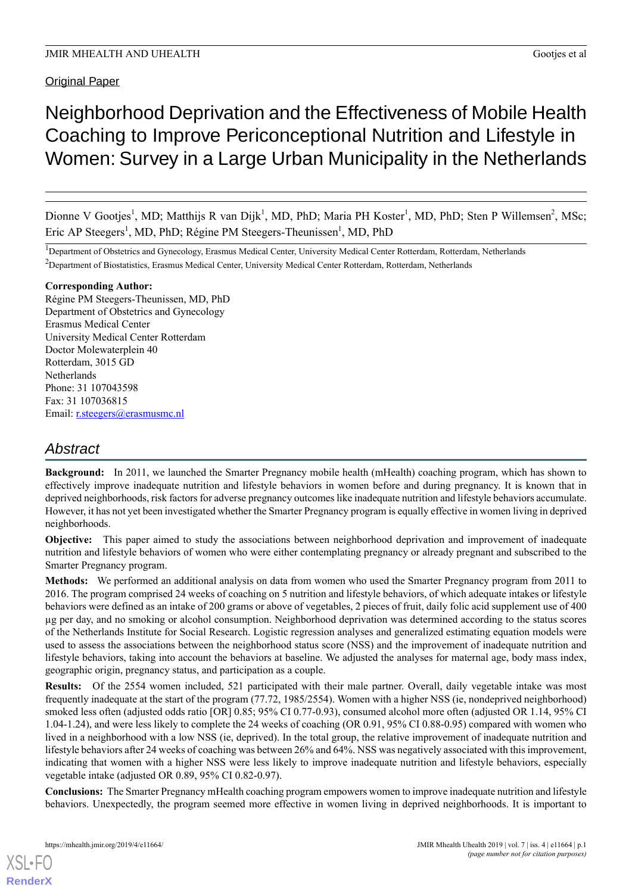Original Paper

# Neighborhood Deprivation and the Effectiveness of Mobile Health Coaching to Improve Periconceptional Nutrition and Lifestyle in Women: Survey in a Large Urban Municipality in the Netherlands

Dionne V Gootjes[1], MD; Matthijs R van Dijk[1], MD, PhD; Maria PH Koster[1], MD, PhD; Sten P Willemsen[2], MSc; Eric AP Steegers[1], MD, PhD; Régine PM Steegers-Theunissen[1], MD, PhD

[1]Department of Obstetrics and Gynecology, Erasmus Medical Center, University Medical Center Rotterdam, Rotterdam, Netherlands

[2]Department of Biostatistics, Erasmus Medical Center, University Medical Center Rotterdam, Rotterdam, Netherlands

**Corresponding Author:**
Régine PM Steegers-Theunissen, MD, PhD
Department of Obstetrics and Gynecology
Erasmus Medical Center
University Medical Center Rotterdam
Doctor Molewaterplein 40
Rotterdam, 3015 GD
Netherlands
Phone: 31 107043598
Fax: 31 107036815
Email: r.steegers@erasmusmc.nl

## Abstract

**Background:** In 2011, we launched the Smarter Pregnancy mobile health (mHealth) coaching program, which has shown to effectively improve inadequate nutrition and lifestyle behaviors in women before and during pregnancy. It is known that in deprived neighborhoods, risk factors for adverse pregnancy outcomes like inadequate nutrition and lifestyle behaviors accumulate. However, it has not yet been investigated whether the Smarter Pregnancy program is equally effective in women living in deprived neighborhoods.

**Objective:** This paper aimed to study the associations between neighborhood deprivation and improvement of inadequate nutrition and lifestyle behaviors of women who were either contemplating pregnancy or already pregnant and subscribed to the Smarter Pregnancy program.

**Methods:** We performed an additional analysis on data from women who used the Smarter Pregnancy program from 2011 to 2016. The program comprised 24 weeks of coaching on 5 nutrition and lifestyle behaviors, of which adequate intakes or lifestyle behaviors were defined as an intake of 200 grams or above of vegetables, 2 pieces of fruit, daily folic acid supplement use of 400 µg per day, and no smoking or alcohol consumption. Neighborhood deprivation was determined according to the status scores of the Netherlands Institute for Social Research. Logistic regression analyses and generalized estimating equation models were used to assess the associations between the neighborhood status score (NSS) and the improvement of inadequate nutrition and lifestyle behaviors, taking into account the behaviors at baseline. We adjusted the analyses for maternal age, body mass index, geographic origin, pregnancy status, and participation as a couple.

**Results:** Of the 2554 women included, 521 participated with their male partner. Overall, daily vegetable intake was most frequently inadequate at the start of the program (77.72, 1985/2554). Women with a higher NSS (ie, nondeprived neighborhood) smoked less often (adjusted odds ratio [OR] 0.85; 95% CI 0.77-0.93), consumed alcohol more often (adjusted OR 1.14, 95% CI 1.04-1.24), and were less likely to complete the 24 weeks of coaching (OR 0.91, 95% CI 0.88-0.95) compared with women who lived in a neighborhood with a low NSS (ie, deprived). In the total group, the relative improvement of inadequate nutrition and lifestyle behaviors after 24 weeks of coaching was between 26% and 64%. NSS was negatively associated with this improvement, indicating that women with a higher NSS were less likely to improve inadequate nutrition and lifestyle behaviors, especially vegetable intake (adjusted OR 0.89, 95% CI 0.82-0.97).

**Conclusions:** The Smarter Pregnancy mHealth coaching program empowers women to improve inadequate nutrition and lifestyle behaviors. Unexpectedly, the program seemed more effective in women living in deprived neighborhoods. It is important to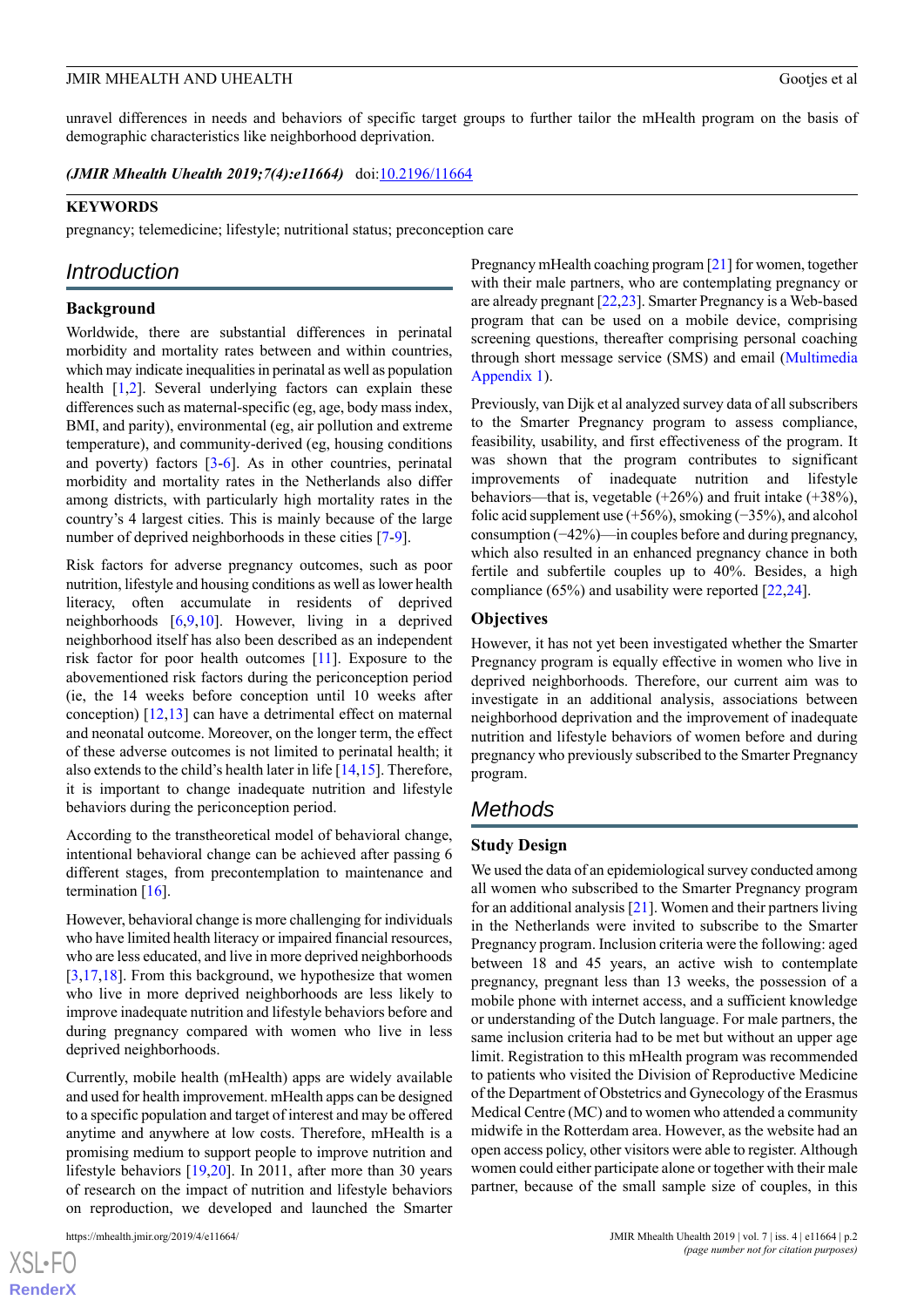unravel differences in needs and behaviors of specific target groups to further tailor the mHealth program on the basis of demographic characteristics like neighborhood deprivation.

***(JMIR Mhealth Uhealth 2019;7(4):e11664)*** doi:10.2196/11664

**KEYWORDS**

pregnancy; telemedicine; lifestyle; nutritional status; preconception care

## Introduction

### Background

Worldwide, there are substantial differences in perinatal morbidity and mortality rates between and within countries, which may indicate inequalities in perinatal as well as population health [1,2]. Several underlying factors can explain these differences such as maternal-specific (eg, age, body mass index, BMI, and parity), environmental (eg, air pollution and extreme temperature), and community-derived (eg, housing conditions and poverty) factors [3-6]. As in other countries, perinatal morbidity and mortality rates in the Netherlands also differ among districts, with particularly high mortality rates in the country's 4 largest cities. This is mainly because of the large number of deprived neighborhoods in these cities [7-9].

Risk factors for adverse pregnancy outcomes, such as poor nutrition, lifestyle and housing conditions as well as lower health literacy, often accumulate in residents of deprived neighborhoods [6,9,10]. However, living in a deprived neighborhood itself has also been described as an independent risk factor for poor health outcomes [11]. Exposure to the abovementioned risk factors during the periconception period (ie, the 14 weeks before conception until 10 weeks after conception) [12,13] can have a detrimental effect on maternal and neonatal outcome. Moreover, on the longer term, the effect of these adverse outcomes is not limited to perinatal health; it also extends to the child's health later in life [14,15]. Therefore, it is important to change inadequate nutrition and lifestyle behaviors during the periconception period.

According to the transtheoretical model of behavioral change, intentional behavioral change can be achieved after passing 6 different stages, from precontemplation to maintenance and termination [16].

However, behavioral change is more challenging for individuals who have limited health literacy or impaired financial resources, who are less educated, and live in more deprived neighborhoods [3,17,18]. From this background, we hypothesize that women who live in more deprived neighborhoods are less likely to improve inadequate nutrition and lifestyle behaviors before and during pregnancy compared with women who live in less deprived neighborhoods.

Currently, mobile health (mHealth) apps are widely available and used for health improvement. mHealth apps can be designed to a specific population and target of interest and may be offered anytime and anywhere at low costs. Therefore, mHealth is a promising medium to support people to improve nutrition and lifestyle behaviors [19,20]. In 2011, after more than 30 years of research on the impact of nutrition and lifestyle behaviors on reproduction, we developed and launched the Smarter Pregnancy mHealth coaching program [21] for women, together with their male partners, who are contemplating pregnancy or are already pregnant [22,23]. Smarter Pregnancy is a Web-based program that can be used on a mobile device, comprising screening questions, thereafter comprising personal coaching through short message service (SMS) and email (Multimedia Appendix 1).

Previously, van Dijk et al analyzed survey data of all subscribers to the Smarter Pregnancy program to assess compliance, feasibility, usability, and first effectiveness of the program. It was shown that the program contributes to significant improvements of inadequate nutrition and lifestyle behaviors—that is, vegetable (+26%) and fruit intake (+38%), folic acid supplement use (+56%), smoking (−35%), and alcohol consumption (−42%)—in couples before and during pregnancy, which also resulted in an enhanced pregnancy chance in both fertile and subfertile couples up to 40%. Besides, a high compliance (65%) and usability were reported [22,24].

### Objectives

However, it has not yet been investigated whether the Smarter Pregnancy program is equally effective in women who live in deprived neighborhoods. Therefore, our current aim was to investigate in an additional analysis, associations between neighborhood deprivation and the improvement of inadequate nutrition and lifestyle behaviors of women before and during pregnancy who previously subscribed to the Smarter Pregnancy program.

## Methods

### Study Design

We used the data of an epidemiological survey conducted among all women who subscribed to the Smarter Pregnancy program for an additional analysis [21]. Women and their partners living in the Netherlands were invited to subscribe to the Smarter Pregnancy program. Inclusion criteria were the following: aged between 18 and 45 years, an active wish to contemplate pregnancy, pregnant less than 13 weeks, the possession of a mobile phone with internet access, and a sufficient knowledge or understanding of the Dutch language. For male partners, the same inclusion criteria had to be met but without an upper age limit. Registration to this mHealth program was recommended to patients who visited the Division of Reproductive Medicine of the Department of Obstetrics and Gynecology of the Erasmus Medical Centre (MC) and to women who attended a community midwife in the Rotterdam area. However, as the website had an open access policy, other visitors were able to register. Although women could either participate alone or together with their male partner, because of the small sample size of couples, in this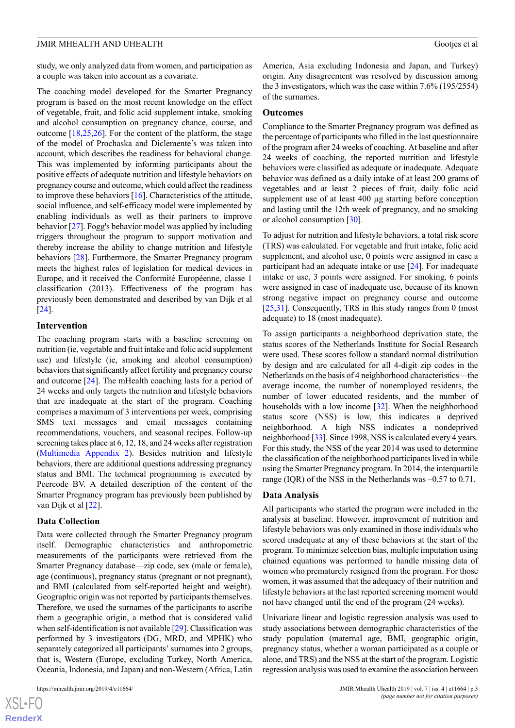study, we only analyzed data from women, and participation as a couple was taken into account as a covariate.

The coaching model developed for the Smarter Pregnancy program is based on the most recent knowledge on the effect of vegetable, fruit, and folic acid supplement intake, smoking and alcohol consumption on pregnancy chance, course, and outcome [18,25,26]. For the content of the platform, the stage of the model of Prochaska and Diclemente's was taken into account, which describes the readiness for behavioral change. This was implemented by informing participants about the positive effects of adequate nutrition and lifestyle behaviors on pregnancy course and outcome, which could affect the readiness to improve these behaviors [16]. Characteristics of the attitude, social influence, and self-efficacy model were implemented by enabling individuals as well as their partners to improve behavior [27]. Fogg's behavior model was applied by including triggers throughout the program to support motivation and thereby increase the ability to change nutrition and lifestyle behaviors [28]. Furthermore, the Smarter Pregnancy program meets the highest rules of legislation for medical devices in Europe, and it received the Conformité Européenne, classe 1 classification (2013). Effectiveness of the program has previously been demonstrated and described by van Dijk et al [24].

### Intervention

The coaching program starts with a baseline screening on nutrition (ie, vegetable and fruit intake and folic acid supplement use) and lifestyle (ie, smoking and alcohol consumption) behaviors that significantly affect fertility and pregnancy course and outcome [24]. The mHealth coaching lasts for a period of 24 weeks and only targets the nutrition and lifestyle behaviors that are inadequate at the start of the program. Coaching comprises a maximum of 3 interventions per week, comprising SMS text messages and email messages containing recommendations, vouchers, and seasonal recipes. Follow-up screening takes place at 6, 12, 18, and 24 weeks after registration (Multimedia Appendix 2). Besides nutrition and lifestyle behaviors, there are additional questions addressing pregnancy status and BMI. The technical programming is executed by Peercode BV. A detailed description of the content of the Smarter Pregnancy program has previously been published by van Dijk et al [22].

### Data Collection

Data were collected through the Smarter Pregnancy program itself. Demographic characteristics and anthropometric measurements of the participants were retrieved from the Smarter Pregnancy database—zip code, sex (male or female), age (continuous), pregnancy status (pregnant or not pregnant), and BMI (calculated from self-reported height and weight). Geographic origin was not reported by participants themselves. Therefore, we used the surnames of the participants to ascribe them a geographic origin, a method that is considered valid when self-identification is not available [29]. Classification was performed by 3 investigators (DG, MRD, and MPHK) who separately categorized all participants' surnames into 2 groups, that is, Western (Europe, excluding Turkey, North America, Oceania, Indonesia, and Japan) and non-Western (Africa, Latin America, Asia excluding Indonesia and Japan, and Turkey) origin. Any disagreement was resolved by discussion among the 3 investigators, which was the case within 7.6% (195/2554) of the surnames.

### Outcomes

Compliance to the Smarter Pregnancy program was defined as the percentage of participants who filled in the last questionnaire of the program after 24 weeks of coaching. At baseline and after 24 weeks of coaching, the reported nutrition and lifestyle behaviors were classified as adequate or inadequate. Adequate behavior was defined as a daily intake of at least 200 grams of vegetables and at least 2 pieces of fruit, daily folic acid supplement use of at least 400 µg starting before conception and lasting until the 12th week of pregnancy, and no smoking or alcohol consumption [30].

To adjust for nutrition and lifestyle behaviors, a total risk score (TRS) was calculated. For vegetable and fruit intake, folic acid supplement, and alcohol use, 0 points were assigned in case a participant had an adequate intake or use [24]. For inadequate intake or use, 3 points were assigned. For smoking, 6 points were assigned in case of inadequate use, because of its known strong negative impact on pregnancy course and outcome [25,31]. Consequently, TRS in this study ranges from 0 (most adequate) to 18 (most inadequate).

To assign participants a neighborhood deprivation state, the status scores of the Netherlands Institute for Social Research were used. These scores follow a standard normal distribution by design and are calculated for all 4-digit zip codes in the Netherlands on the basis of 4 neighborhood characteristics—the average income, the number of nonemployed residents, the number of lower educated residents, and the number of households with a low income [32]. When the neighborhood status score (NSS) is low, this indicates a deprived neighborhood. A high NSS indicates a nondeprived neighborhood [33]. Since 1998, NSS is calculated every 4 years. For this study, the NSS of the year 2014 was used to determine the classification of the neighborhood participants lived in while using the Smarter Pregnancy program. In 2014, the interquartile range (IQR) of the NSS in the Netherlands was –0.57 to 0.71.

### Data Analysis

All participants who started the program were included in the analysis at baseline. However, improvement of nutrition and lifestyle behaviors was only examined in those individuals who scored inadequate at any of these behaviors at the start of the program. To minimize selection bias, multiple imputation using chained equations was performed to handle missing data of women who prematurely resigned from the program. For those women, it was assumed that the adequacy of their nutrition and lifestyle behaviors at the last reported screening moment would not have changed until the end of the program (24 weeks).

Univariate linear and logistic regression analysis was used to study associations between demographic characteristics of the study population (maternal age, BMI, geographic origin, pregnancy status, whether a woman participated as a couple or alone, and TRS) and the NSS at the start of the program. Logistic regression analysis was used to examine the association between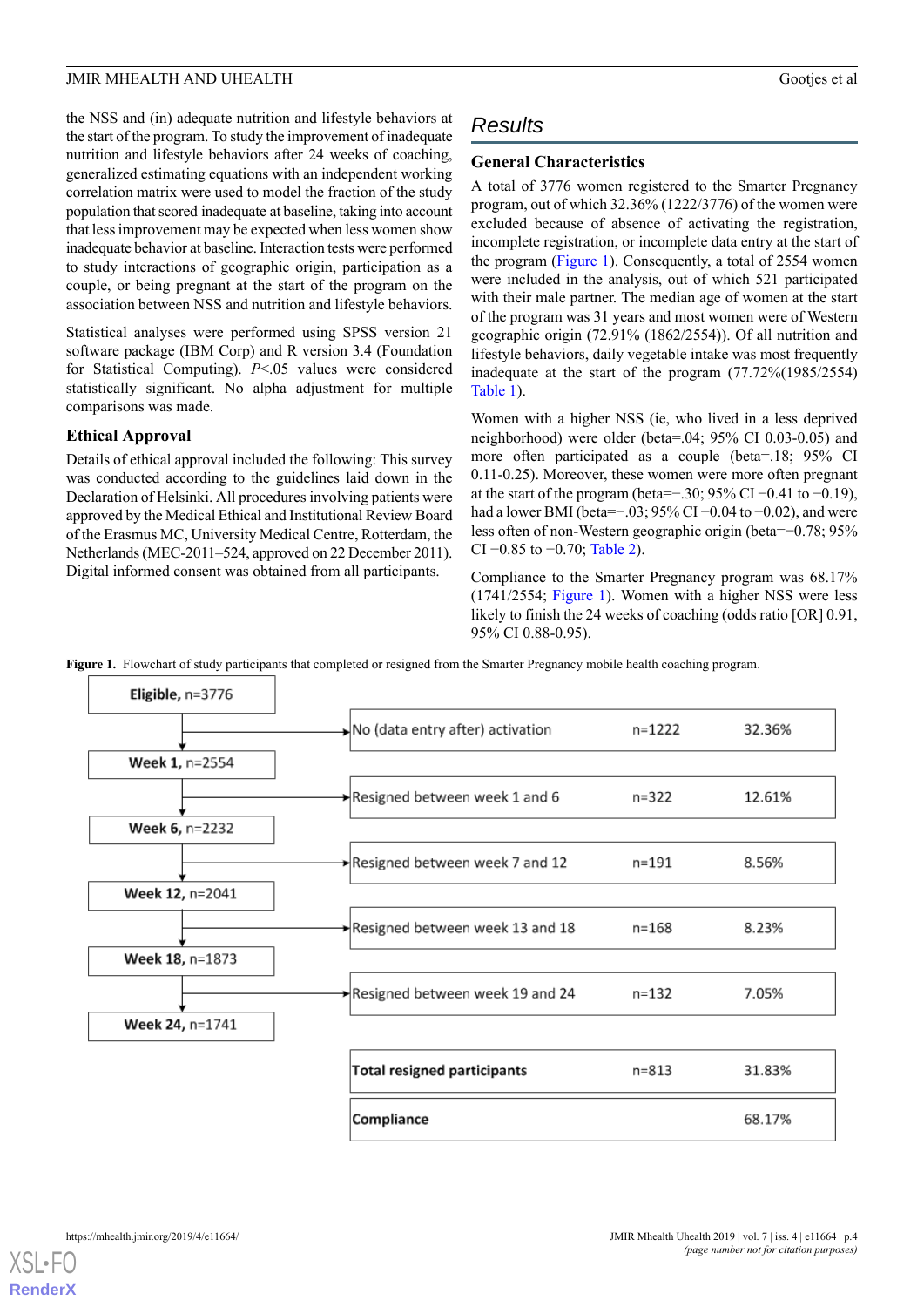the NSS and (in) adequate nutrition and lifestyle behaviors at the start of the program. To study the improvement of inadequate nutrition and lifestyle behaviors after 24 weeks of coaching, generalized estimating equations with an independent working correlation matrix were used to model the fraction of the study population that scored inadequate at baseline, taking into account that less improvement may be expected when less women show inadequate behavior at baseline. Interaction tests were performed to study interactions of geographic origin, participation as a couple, or being pregnant at the start of the program on the association between NSS and nutrition and lifestyle behaviors.

Statistical analyses were performed using SPSS version 21 software package (IBM Corp) and R version 3.4 (Foundation for Statistical Computing). *P*<.05 values were considered statistically significant. No alpha adjustment for multiple comparisons was made.

### Ethical Approval

Details of ethical approval included the following: This survey was conducted according to the guidelines laid down in the Declaration of Helsinki. All procedures involving patients were approved by the Medical Ethical and Institutional Review Board of the Erasmus MC, University Medical Centre, Rotterdam, the Netherlands (MEC-2011–524, approved on 22 December 2011). Digital informed consent was obtained from all participants.

## Results

### General Characteristics

A total of 3776 women registered to the Smarter Pregnancy program, out of which 32.36% (1222/3776) of the women were excluded because of absence of activating the registration, incomplete registration, or incomplete data entry at the start of the program (Figure 1). Consequently, a total of 2554 women were included in the analysis, out of which 521 participated with their male partner. The median age of women at the start of the program was 31 years and most women were of Western geographic origin (72.91% (1862/2554)). Of all nutrition and lifestyle behaviors, daily vegetable intake was most frequently inadequate at the start of the program (77.72%(1985/2554) Table 1).

Women with a higher NSS (ie, who lived in a less deprived neighborhood) were older (beta=.04; 95% CI 0.03-0.05) and more often participated as a couple (beta=.18; 95% CI 0.11-0.25). Moreover, these women were more often pregnant at the start of the program (beta=−.30; 95% CI −0.41 to −0.19), had a lower BMI (beta=−.03; 95% CI −0.04 to −0.02), and were less often of non-Western geographic origin (beta=−0.78; 95% CI −0.85 to −0.70; Table 2).

Compliance to the Smarter Pregnancy program was 68.17% (1741/2554; Figure 1). Women with a higher NSS were less likely to finish the 24 weeks of coaching (odds ratio [OR] 0.91, 95% CI 0.88-0.95).

**Figure 1.** Flowchart of study participants that completed or resigned from the Smarter Pregnancy mobile health coaching program.

| Stage | Exit | n | % |
|---|---|---|---|
| **Eligible,** n=3776 | No (data entry after) activation | n=1222 | 32.36% |
| **Week 1,** n=2554 | Resigned between week 1 and 6 | n=322 | 12.61% |
| **Week 6,** n=2232 | Resigned between week 7 and 12 | n=191 | 8.56% |
| **Week 12,** n=2041 | Resigned between week 13 and 18 | n=168 | 8.23% |
| **Week 18,** n=1873 | Resigned between week 19 and 24 | n=132 | 7.05% |
| **Week 24,** n=1741 | | | |
| | **Total resigned participants** | n=813 | 31.83% |
| | **Compliance** | | 68.17% |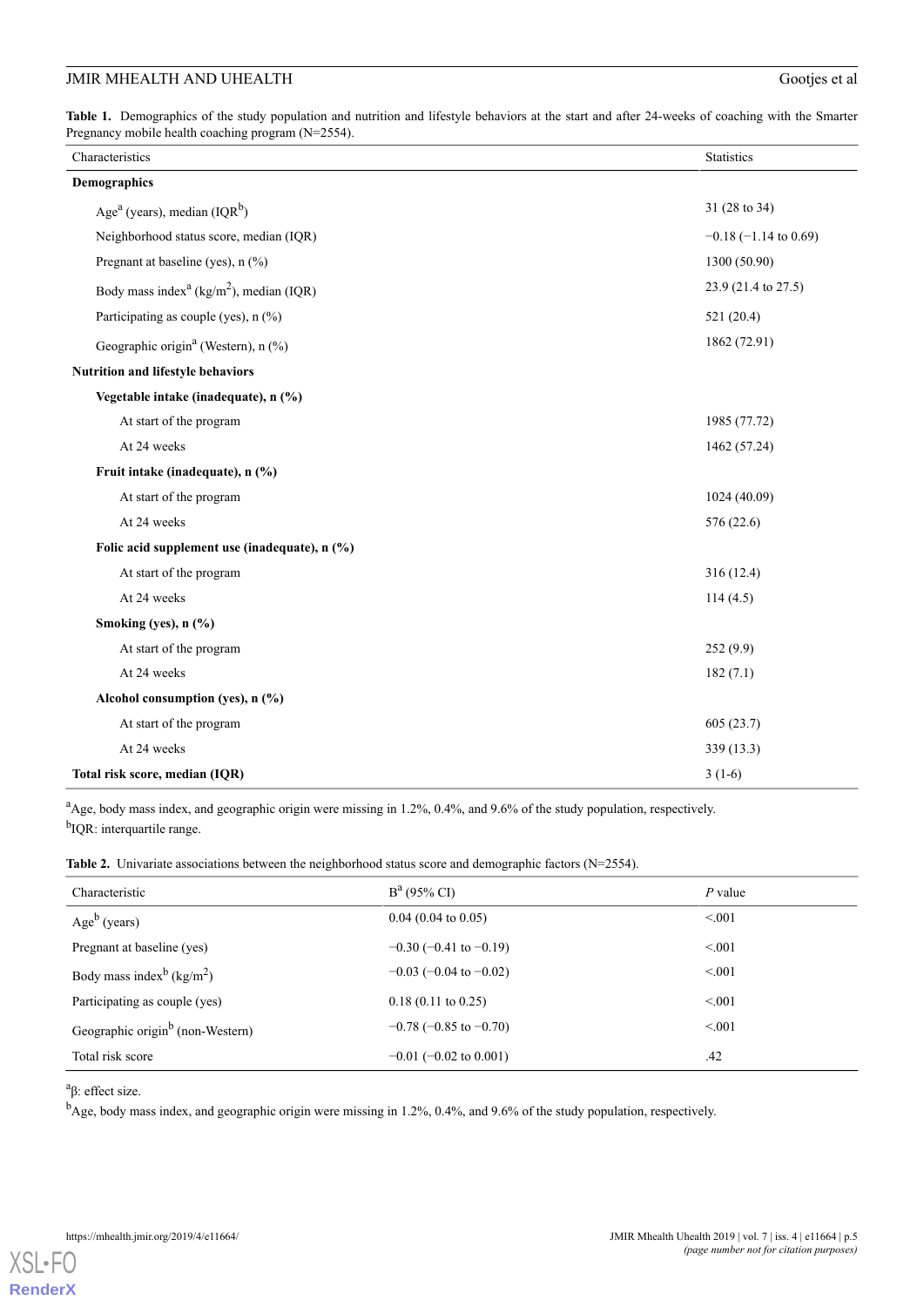**Table 1.** Demographics of the study population and nutrition and lifestyle behaviors at the start and after 24-weeks of coaching with the Smarter Pregnancy mobile health coaching program (N=2554).

| Characteristics | Statistics |
|---|---|
| **Demographics** | |
| Age[a] (years), median (IQR[b]) | 31 (28 to 34) |
| Neighborhood status score, median (IQR) | −0.18 (−1.14 to 0.69) |
| Pregnant at baseline (yes), n (%) | 1300 (50.90) |
| Body mass index[a] (kg/m$^2$), median (IQR) | 23.9 (21.4 to 27.5) |
| Participating as couple (yes), n (%) | 521 (20.4) |
| Geographic origin[a] (Western), n (%) | 1862 (72.91) |
| **Nutrition and lifestyle behaviors** | |
| **Vegetable intake (inadequate), n (%)** | |
| At start of the program | 1985 (77.72) |
| At 24 weeks | 1462 (57.24) |
| **Fruit intake (inadequate), n (%)** | |
| At start of the program | 1024 (40.09) |
| At 24 weeks | 576 (22.6) |
| **Folic acid supplement use (inadequate), n (%)** | |
| At start of the program | 316 (12.4) |
| At 24 weeks | 114 (4.5) |
| **Smoking (yes), n (%)** | |
| At start of the program | 252 (9.9) |
| At 24 weeks | 182 (7.1) |
| **Alcohol consumption (yes), n (%)** | |
| At start of the program | 605 (23.7) |
| At 24 weeks | 339 (13.3) |
| **Total risk score, median (IQR)** | 3 (1-6) |

[a]Age, body mass index, and geographic origin were missing in 1.2%, 0.4%, and 9.6% of the study population, respectively.
[b]IQR: interquartile range.

**Table 2.** Univariate associations between the neighborhood status score and demographic factors (N=2554).

| Characteristic | B[a] (95% CI) | *P* value |
|---|---|---|
| Age[b] (years) | 0.04 (0.04 to 0.05) | <.001 |
| Pregnant at baseline (yes) | −0.30 (−0.41 to −0.19) | <.001 |
| Body mass index[b] (kg/m$^2$) | −0.03 (−0.04 to −0.02) | <.001 |
| Participating as couple (yes) | 0.18 (0.11 to 0.25) | <.001 |
| Geographic origin[b] (non-Western) | −0.78 (−0.85 to −0.70) | <.001 |
| Total risk score | −0.01 (−0.02 to 0.001) | .42 |

[a]β: effect size.
[b]Age, body mass index, and geographic origin were missing in 1.2%, 0.4%, and 9.6% of the study population, respectively.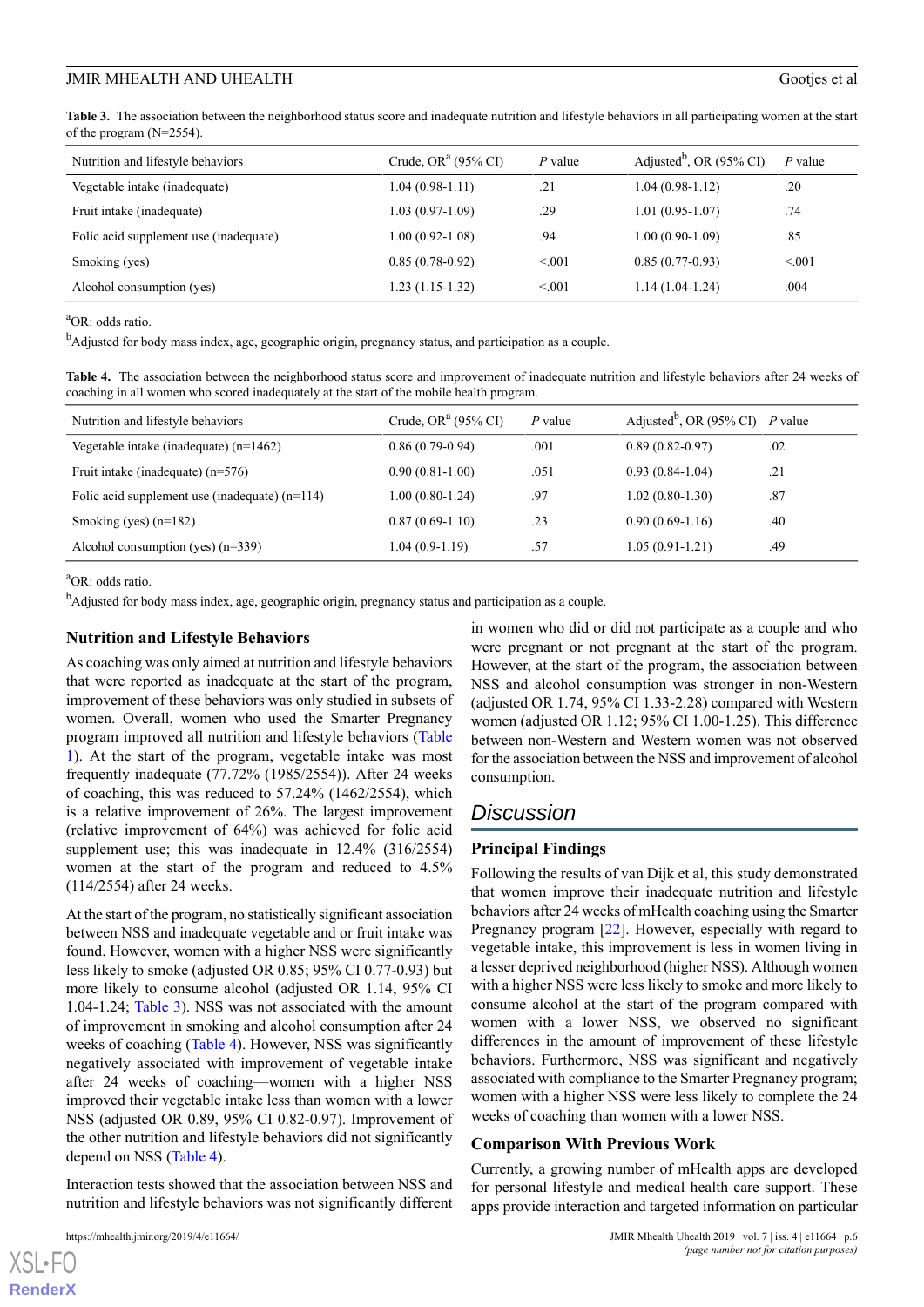**Table 3.** The association between the neighborhood status score and inadequate nutrition and lifestyle behaviors in all participating women at the start of the program (N=2554).

| Nutrition and lifestyle behaviors | Crude, OR[a] (95% CI) | *P* value | Adjusted[b], OR (95% CI) | *P* value |
|---|---|---|---|---|
| Vegetable intake (inadequate) | 1.04 (0.98-1.11) | .21 | 1.04 (0.98-1.12) | .20 |
| Fruit intake (inadequate) | 1.03 (0.97-1.09) | .29 | 1.01 (0.95-1.07) | .74 |
| Folic acid supplement use (inadequate) | 1.00 (0.92-1.08) | .94 | 1.00 (0.90-1.09) | .85 |
| Smoking (yes) | 0.85 (0.78-0.92) | <.001 | 0.85 (0.77-0.93) | <.001 |
| Alcohol consumption (yes) | 1.23 (1.15-1.32) | <.001 | 1.14 (1.04-1.24) | .004 |

[a]OR: odds ratio.

[b]Adjusted for body mass index, age, geographic origin, pregnancy status, and participation as a couple.

**Table 4.** The association between the neighborhood status score and improvement of inadequate nutrition and lifestyle behaviors after 24 weeks of coaching in all women who scored inadequately at the start of the mobile health program.

| Nutrition and lifestyle behaviors | Crude, OR[a] (95% CI) | *P* value | Adjusted[b], OR (95% CI) | *P* value |
|---|---|---|---|---|
| Vegetable intake (inadequate) (n=1462) | 0.86 (0.79-0.94) | .001 | 0.89 (0.82-0.97) | .02 |
| Fruit intake (inadequate) (n=576) | 0.90 (0.81-1.00) | .051 | 0.93 (0.84-1.04) | .21 |
| Folic acid supplement use (inadequate) (n=114) | 1.00 (0.80-1.24) | .97 | 1.02 (0.80-1.30) | .87 |
| Smoking (yes) (n=182) | 0.87 (0.69-1.10) | .23 | 0.90 (0.69-1.16) | .40 |
| Alcohol consumption (yes) (n=339) | 1.04 (0.9-1.19) | .57 | 1.05 (0.91-1.21) | .49 |

[a]OR: odds ratio.

[b]Adjusted for body mass index, age, geographic origin, pregnancy status and participation as a couple.

### Nutrition and Lifestyle Behaviors

As coaching was only aimed at nutrition and lifestyle behaviors that were reported as inadequate at the start of the program, improvement of these behaviors was only studied in subsets of women. Overall, women who used the Smarter Pregnancy program improved all nutrition and lifestyle behaviors (Table 1). At the start of the program, vegetable intake was most frequently inadequate (77.72% (1985/2554)). After 24 weeks of coaching, this was reduced to 57.24% (1462/2554), which is a relative improvement of 26%. The largest improvement (relative improvement of 64%) was achieved for folic acid supplement use; this was inadequate in 12.4% (316/2554) women at the start of the program and reduced to 4.5% (114/2554) after 24 weeks.

At the start of the program, no statistically significant association between NSS and inadequate vegetable and or fruit intake was found. However, women with a higher NSS were significantly less likely to smoke (adjusted OR 0.85; 95% CI 0.77-0.93) but more likely to consume alcohol (adjusted OR 1.14, 95% CI 1.04-1.24; Table 3). NSS was not associated with the amount of improvement in smoking and alcohol consumption after 24 weeks of coaching (Table 4). However, NSS was significantly negatively associated with improvement of vegetable intake after 24 weeks of coaching—women with a higher NSS improved their vegetable intake less than women with a lower NSS (adjusted OR 0.89, 95% CI 0.82-0.97). Improvement of the other nutrition and lifestyle behaviors did not significantly depend on NSS (Table 4).

Interaction tests showed that the association between NSS and nutrition and lifestyle behaviors was not significantly different in women who did or did not participate as a couple and who were pregnant or not pregnant at the start of the program. However, at the start of the program, the association between NSS and alcohol consumption was stronger in non-Western (adjusted OR 1.74, 95% CI 1.33-2.28) compared with Western women (adjusted OR 1.12; 95% CI 1.00-1.25). This difference between non-Western and Western women was not observed for the association between the NSS and improvement of alcohol consumption.

## Discussion

### Principal Findings

Following the results of van Dijk et al, this study demonstrated that women improve their inadequate nutrition and lifestyle behaviors after 24 weeks of mHealth coaching using the Smarter Pregnancy program [22]. However, especially with regard to vegetable intake, this improvement is less in women living in a lesser deprived neighborhood (higher NSS). Although women with a higher NSS were less likely to smoke and more likely to consume alcohol at the start of the program compared with women with a lower NSS, we observed no significant differences in the amount of improvement of these lifestyle behaviors. Furthermore, NSS was significant and negatively associated with compliance to the Smarter Pregnancy program; women with a higher NSS were less likely to complete the 24 weeks of coaching than women with a lower NSS.

### Comparison With Previous Work

Currently, a growing number of mHealth apps are developed for personal lifestyle and medical health care support. These apps provide interaction and targeted information on particular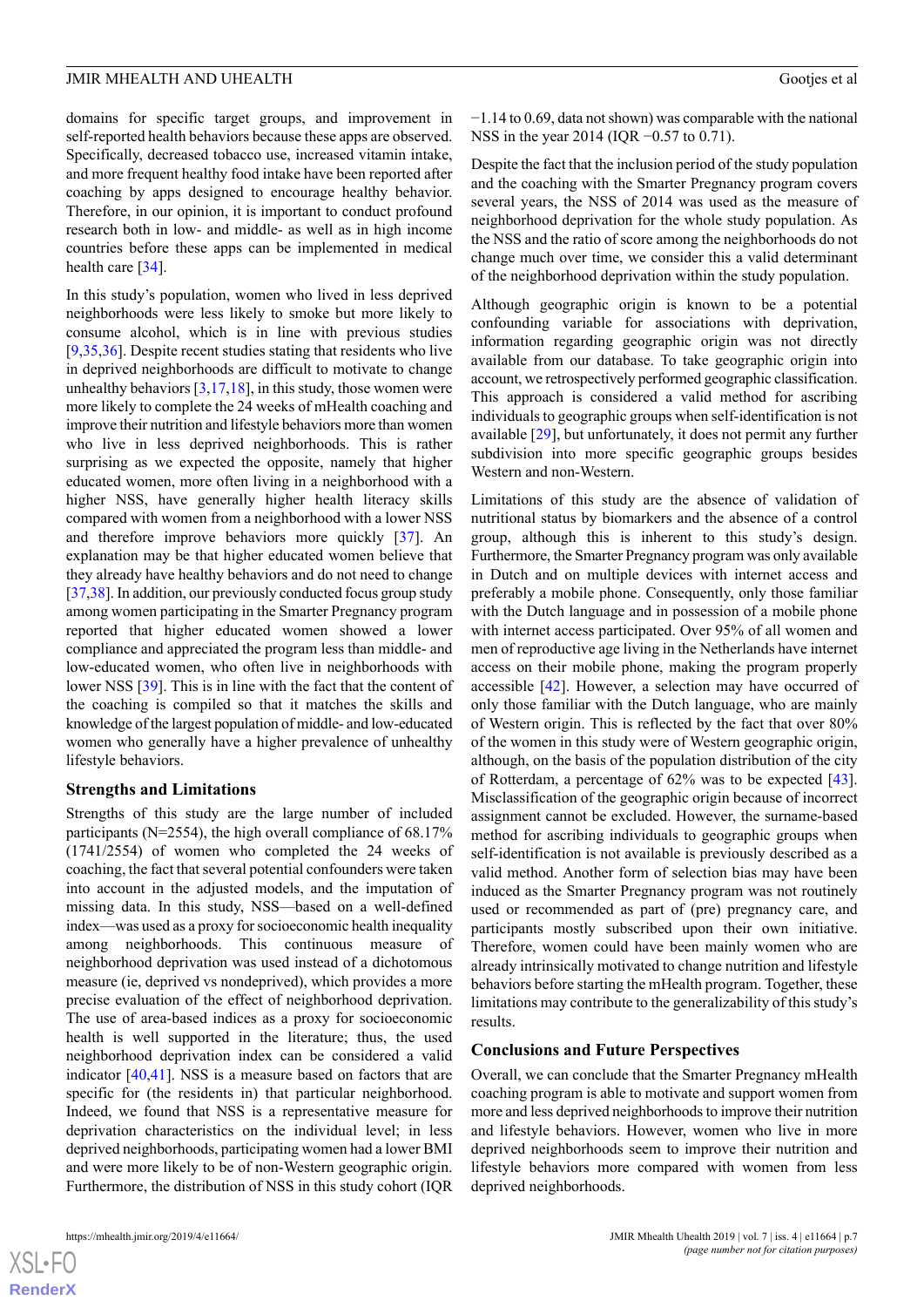domains for specific target groups, and improvement in self-reported health behaviors because these apps are observed. Specifically, decreased tobacco use, increased vitamin intake, and more frequent healthy food intake have been reported after coaching by apps designed to encourage healthy behavior. Therefore, in our opinion, it is important to conduct profound research both in low- and middle- as well as in high income countries before these apps can be implemented in medical health care [34].

In this study's population, women who lived in less deprived neighborhoods were less likely to smoke but more likely to consume alcohol, which is in line with previous studies [9,35,36]. Despite recent studies stating that residents who live in deprived neighborhoods are difficult to motivate to change unhealthy behaviors [3,17,18], in this study, those women were more likely to complete the 24 weeks of mHealth coaching and improve their nutrition and lifestyle behaviors more than women who live in less deprived neighborhoods. This is rather surprising as we expected the opposite, namely that higher educated women, more often living in a neighborhood with a higher NSS, have generally higher health literacy skills compared with women from a neighborhood with a lower NSS and therefore improve behaviors more quickly [37]. An explanation may be that higher educated women believe that they already have healthy behaviors and do not need to change [37,38]. In addition, our previously conducted focus group study among women participating in the Smarter Pregnancy program reported that higher educated women showed a lower compliance and appreciated the program less than middle- and low-educated women, who often live in neighborhoods with lower NSS [39]. This is in line with the fact that the content of the coaching is compiled so that it matches the skills and knowledge of the largest population of middle- and low-educated women who generally have a higher prevalence of unhealthy lifestyle behaviors.

### Strengths and Limitations

Strengths of this study are the large number of included participants (N=2554), the high overall compliance of 68.17% (1741/2554) of women who completed the 24 weeks of coaching, the fact that several potential confounders were taken into account in the adjusted models, and the imputation of missing data. In this study, NSS—based on a well-defined index—was used as a proxy for socioeconomic health inequality among neighborhoods. This continuous measure of neighborhood deprivation was used instead of a dichotomous measure (ie, deprived vs nondeprived), which provides a more precise evaluation of the effect of neighborhood deprivation. The use of area-based indices as a proxy for socioeconomic health is well supported in the literature; thus, the used neighborhood deprivation index can be considered a valid indicator [40,41]. NSS is a measure based on factors that are specific for (the residents in) that particular neighborhood. Indeed, we found that NSS is a representative measure for deprivation characteristics on the individual level; in less deprived neighborhoods, participating women had a lower BMI and were more likely to be of non-Western geographic origin. Furthermore, the distribution of NSS in this study cohort (IQR −1.14 to 0.69, data not shown) was comparable with the national NSS in the year 2014 (IQR −0.57 to 0.71).

Despite the fact that the inclusion period of the study population and the coaching with the Smarter Pregnancy program covers several years, the NSS of 2014 was used as the measure of neighborhood deprivation for the whole study population. As the NSS and the ratio of score among the neighborhoods do not change much over time, we consider this a valid determinant of the neighborhood deprivation within the study population.

Although geographic origin is known to be a potential confounding variable for associations with deprivation, information regarding geographic origin was not directly available from our database. To take geographic origin into account, we retrospectively performed geographic classification. This approach is considered a valid method for ascribing individuals to geographic groups when self-identification is not available [29], but unfortunately, it does not permit any further subdivision into more specific geographic groups besides Western and non-Western.

Limitations of this study are the absence of validation of nutritional status by biomarkers and the absence of a control group, although this is inherent to this study's design. Furthermore, the Smarter Pregnancy program was only available in Dutch and on multiple devices with internet access and preferably a mobile phone. Consequently, only those familiar with the Dutch language and in possession of a mobile phone with internet access participated. Over 95% of all women and men of reproductive age living in the Netherlands have internet access on their mobile phone, making the program properly accessible [42]. However, a selection may have occurred of only those familiar with the Dutch language, who are mainly of Western origin. This is reflected by the fact that over 80% of the women in this study were of Western geographic origin, although, on the basis of the population distribution of the city of Rotterdam, a percentage of 62% was to be expected [43]. Misclassification of the geographic origin because of incorrect assignment cannot be excluded. However, the surname-based method for ascribing individuals to geographic groups when self-identification is not available is previously described as a valid method. Another form of selection bias may have been induced as the Smarter Pregnancy program was not routinely used or recommended as part of (pre) pregnancy care, and participants mostly subscribed upon their own initiative. Therefore, women could have been mainly women who are already intrinsically motivated to change nutrition and lifestyle behaviors before starting the mHealth program. Together, these limitations may contribute to the generalizability of this study's results.

### Conclusions and Future Perspectives

Overall, we can conclude that the Smarter Pregnancy mHealth coaching program is able to motivate and support women from more and less deprived neighborhoods to improve their nutrition and lifestyle behaviors. However, women who live in more deprived neighborhoods seem to improve their nutrition and lifestyle behaviors more compared with women from less deprived neighborhoods.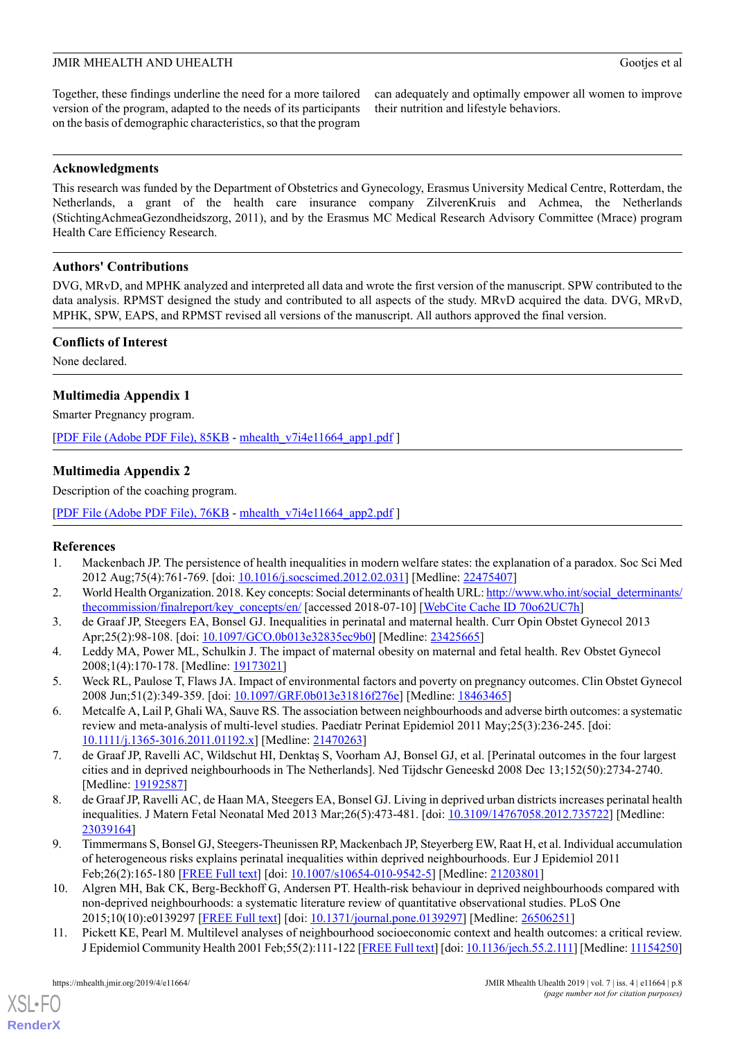Together, these findings underline the need for a more tailored version of the program, adapted to the needs of its participants on the basis of demographic characteristics, so that the program can adequately and optimally empower all women to improve their nutrition and lifestyle behaviors.

## Acknowledgments

This research was funded by the Department of Obstetrics and Gynecology, Erasmus University Medical Centre, Rotterdam, the Netherlands, a grant of the health care insurance company ZilverenKruis and Achmea, the Netherlands (StichtingAchmeaGezondheidszorg, 2011), and by the Erasmus MC Medical Research Advisory Committee (Mrace) program Health Care Efficiency Research.

## Authors' Contributions

DVG, MRvD, and MPHK analyzed and interpreted all data and wrote the first version of the manuscript. SPW contributed to the data analysis. RPMST designed the study and contributed to all aspects of the study. MRvD acquired the data. DVG, MRvD, MPHK, SPW, EAPS, and RPMST revised all versions of the manuscript. All authors approved the final version.

## Conflicts of Interest

None declared.

## Multimedia Appendix 1

Smarter Pregnancy program.

[PDF File (Adobe PDF File), 85KB - mhealth_v7i4e11664_app1.pdf ]

## Multimedia Appendix 2

Description of the coaching program.

[PDF File (Adobe PDF File), 76KB - mhealth_v7i4e11664_app2.pdf ]

## References

1. Mackenbach JP. The persistence of health inequalities in modern welfare states: the explanation of a paradox. Soc Sci Med 2012 Aug;75(4):761-769. [doi: 10.1016/j.socscimed.2012.02.031] [Medline: 22475407]
2. World Health Organization. 2018. Key concepts: Social determinants of health URL: http://www.who.int/social_determinants/thecommission/finalreport/key_concepts/en/ [accessed 2018-07-10] [WebCite Cache ID 70o62UC7h]
3. de Graaf JP, Steegers EA, Bonsel GJ. Inequalities in perinatal and maternal health. Curr Opin Obstet Gynecol 2013 Apr;25(2):98-108. [doi: 10.1097/GCO.0b013e32835ec9b0] [Medline: 23425665]
4. Leddy MA, Power ML, Schulkin J. The impact of maternal obesity on maternal and fetal health. Rev Obstet Gynecol 2008;1(4):170-178. [Medline: 19173021]
5. Weck RL, Paulose T, Flaws JA. Impact of environmental factors and poverty on pregnancy outcomes. Clin Obstet Gynecol 2008 Jun;51(2):349-359. [doi: 10.1097/GRF.0b013e31816f276e] [Medline: 18463465]
6. Metcalfe A, Lail P, Ghali WA, Sauve RS. The association between neighbourhoods and adverse birth outcomes: a systematic review and meta-analysis of multi-level studies. Paediatr Perinat Epidemiol 2011 May;25(3):236-245. [doi: 10.1111/j.1365-3016.2011.01192.x] [Medline: 21470263]
7. de Graaf JP, Ravelli AC, Wildschut HI, Denktaş S, Voorham AJ, Bonsel GJ, et al. [Perinatal outcomes in the four largest cities and in deprived neighbourhoods in The Netherlands]. Ned Tijdschr Geneeskd 2008 Dec 13;152(50):2734-2740. [Medline: 19192587]
8. de Graaf JP, Ravelli AC, de Haan MA, Steegers EA, Bonsel GJ. Living in deprived urban districts increases perinatal health inequalities. J Matern Fetal Neonatal Med 2013 Mar;26(5):473-481. [doi: 10.3109/14767058.2012.735722] [Medline: 23039164]
9. Timmermans S, Bonsel GJ, Steegers-Theunissen RP, Mackenbach JP, Steyerberg EW, Raat H, et al. Individual accumulation of heterogeneous risks explains perinatal inequalities within deprived neighbourhoods. Eur J Epidemiol 2011 Feb;26(2):165-180 [FREE Full text] [doi: 10.1007/s10654-010-9542-5] [Medline: 21203801]
10. Algren MH, Bak CK, Berg-Beckhoff G, Andersen PT. Health-risk behaviour in deprived neighbourhoods compared with non-deprived neighbourhoods: a systematic literature review of quantitative observational studies. PLoS One 2015;10(10):e0139297 [FREE Full text] [doi: 10.1371/journal.pone.0139297] [Medline: 26506251]
11. Pickett KE, Pearl M. Multilevel analyses of neighbourhood socioeconomic context and health outcomes: a critical review. J Epidemiol Community Health 2001 Feb;55(2):111-122 [FREE Full text] [doi: 10.1136/jech.55.2.111] [Medline: 11154250]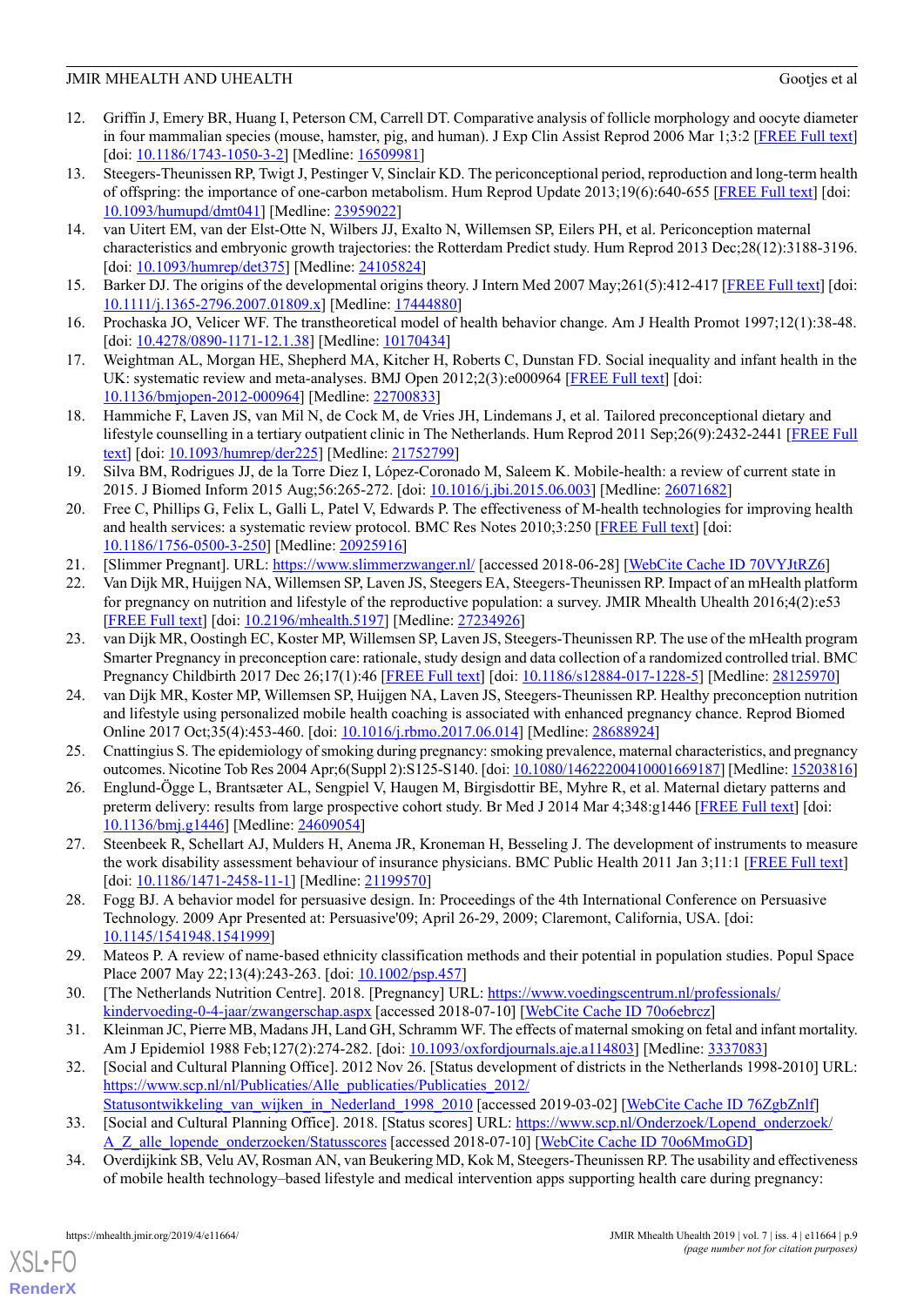12. Griffin J, Emery BR, Huang I, Peterson CM, Carrell DT. Comparative analysis of follicle morphology and oocyte diameter in four mammalian species (mouse, hamster, pig, and human). J Exp Clin Assist Reprod 2006 Mar 1;3:2 [FREE Full text] [doi: 10.1186/1743-1050-3-2] [Medline: 16509981]
13. Steegers-Theunissen RP, Twigt J, Pestinger V, Sinclair KD. The periconceptional period, reproduction and long-term health of offspring: the importance of one-carbon metabolism. Hum Reprod Update 2013;19(6):640-655 [FREE Full text] [doi: 10.1093/humupd/dmt041] [Medline: 23959022]
14. van Uitert EM, van der Elst-Otte N, Wilbers JJ, Exalto N, Willemsen SP, Eilers PH, et al. Periconception maternal characteristics and embryonic growth trajectories: the Rotterdam Predict study. Hum Reprod 2013 Dec;28(12):3188-3196. [doi: 10.1093/humrep/det375] [Medline: 24105824]
15. Barker DJ. The origins of the developmental origins theory. J Intern Med 2007 May;261(5):412-417 [FREE Full text] [doi: 10.1111/j.1365-2796.2007.01809.x] [Medline: 17444880]
16. Prochaska JO, Velicer WF. The transtheoretical model of health behavior change. Am J Health Promot 1997;12(1):38-48. [doi: 10.4278/0890-1171-12.1.38] [Medline: 10170434]
17. Weightman AL, Morgan HE, Shepherd MA, Kitcher H, Roberts C, Dunstan FD. Social inequality and infant health in the UK: systematic review and meta-analyses. BMJ Open 2012;2(3):e000964 [FREE Full text] [doi: 10.1136/bmjopen-2012-000964] [Medline: 22700833]
18. Hammiche F, Laven JS, van Mil N, de Cock M, de Vries JH, Lindemans J, et al. Tailored preconceptional dietary and lifestyle counselling in a tertiary outpatient clinic in The Netherlands. Hum Reprod 2011 Sep;26(9):2432-2441 [FREE Full text] [doi: 10.1093/humrep/der225] [Medline: 21752799]
19. Silva BM, Rodrigues JJ, de la Torre Díez I, López-Coronado M, Saleem K. Mobile-health: a review of current state in 2015. J Biomed Inform 2015 Aug;56:265-272. [doi: 10.1016/j.jbi.2015.06.003] [Medline: 26071682]
20. Free C, Phillips G, Felix L, Galli L, Patel V, Edwards P. The effectiveness of M-health technologies for improving health and health services: a systematic review protocol. BMC Res Notes 2010;3:250 [FREE Full text] [doi: 10.1186/1756-0500-3-250] [Medline: 20925916]
21. [Slimmer Pregnant]. URL: https://www.slimmerzwanger.nl/ [accessed 2018-06-28] [WebCite Cache ID 70VYJtRZ6]
22. Van Dijk MR, Huijgen NA, Willemsen SP, Laven JS, Steegers EA, Steegers-Theunissen RP. Impact of an mHealth platform for pregnancy on nutrition and lifestyle of the reproductive population: a survey. JMIR Mhealth Uhealth 2016;4(2):e53 [FREE Full text] [doi: 10.2196/mhealth.5197] [Medline: 27234926]
23. van Dijk MR, Oostingh EC, Koster MP, Willemsen SP, Laven JS, Steegers-Theunissen RP. The use of the mHealth program Smarter Pregnancy in preconception care: rationale, study design and data collection of a randomized controlled trial. BMC Pregnancy Childbirth 2017 Dec 26;17(1):46 [FREE Full text] [doi: 10.1186/s12884-017-1228-5] [Medline: 28125970]
24. van Dijk MR, Koster MP, Willemsen SP, Huijgen NA, Laven JS, Steegers-Theunissen RP. Healthy preconception nutrition and lifestyle using personalized mobile health coaching is associated with enhanced pregnancy chance. Reprod Biomed Online 2017 Oct;35(4):453-460. [doi: 10.1016/j.rbmo.2017.06.014] [Medline: 28688924]
25. Cnattingius S. The epidemiology of smoking during pregnancy: smoking prevalence, maternal characteristics, and pregnancy outcomes. Nicotine Tob Res 2004 Apr;6(Suppl 2):S125-S140. [doi: 10.1080/14622200410001669187] [Medline: 15203816]
26. Englund-Ögge L, Brantsæter AL, Sengpiel V, Haugen M, Birgisdottir BE, Myhre R, et al. Maternal dietary patterns and preterm delivery: results from large prospective cohort study. Br Med J 2014 Mar 4;348:g1446 [FREE Full text] [doi: 10.1136/bmj.g1446] [Medline: 24609054]
27. Steenbeek R, Schellart AJ, Mulders H, Anema JR, Kroneman H, Besseling J. The development of instruments to measure the work disability assessment behaviour of insurance physicians. BMC Public Health 2011 Jan 3;11:1 [FREE Full text] [doi: 10.1186/1471-2458-11-1] [Medline: 21199570]
28. Fogg BJ. A behavior model for persuasive design. In: Proceedings of the 4th International Conference on Persuasive Technology. 2009 Apr Presented at: Persuasive'09; April 26-29, 2009; Claremont, California, USA. [doi: 10.1145/1541948.1541999]
29. Mateos P. A review of name-based ethnicity classification methods and their potential in population studies. Popul Space Place 2007 May 22;13(4):243-263. [doi: 10.1002/psp.457]
30. [The Netherlands Nutrition Centre]. 2018. [Pregnancy] URL: https://www.voedingscentrum.nl/professionals/kindervoeding-0-4-jaar/zwangerschap.aspx [accessed 2018-07-10] [WebCite Cache ID 70o6ebrcz]
31. Kleinman JC, Pierre MB, Madans JH, Land GH, Schramm WF. The effects of maternal smoking on fetal and infant mortality. Am J Epidemiol 1988 Feb;127(2):274-282. [doi: 10.1093/oxfordjournals.aje.a114803] [Medline: 3337083]
32. [Social and Cultural Planning Office]. 2012 Nov 26. [Status development of districts in the Netherlands 1998-2010] URL: https://www.scp.nl/nl/Publicaties/Alle_publicaties/Publicaties_2012/Statusontwikkeling_van_wijken_in_Nederland_1998_2010 [accessed 2019-03-02] [WebCite Cache ID 76ZgbZnlf]
33. [Social and Cultural Planning Office]. 2018. [Status scores] URL: https://www.scp.nl/Onderzoek/Lopend_onderzoek/A_Z_alle_lopende_onderzoeken/Statusscores [accessed 2018-07-10] [WebCite Cache ID 70o6MmoGD]
34. Overdijkink SB, Velu AV, Rosman AN, van Beukering MD, Kok M, Steegers-Theunissen RP. The usability and effectiveness of mobile health technology–based lifestyle and medical intervention apps supporting health care during pregnancy: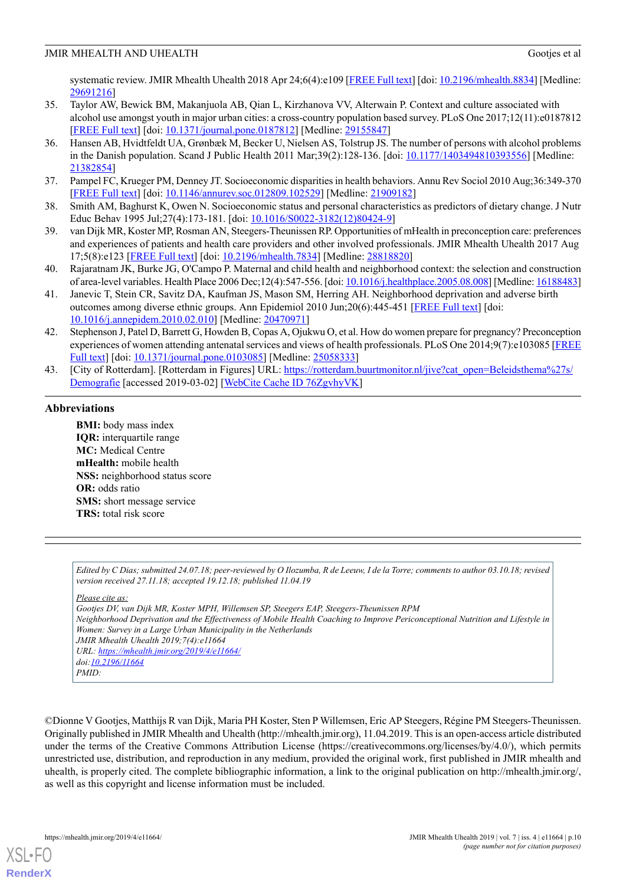systematic review. JMIR Mhealth Uhealth 2018 Apr 24;6(4):e109 [FREE Full text] [doi: 10.2196/mhealth.8834] [Medline: 29691216]

35. Taylor AW, Bewick BM, Makanjuola AB, Qian L, Kirzhanova VV, Alterwain P. Context and culture associated with alcohol use amongst youth in major urban cities: a cross-country population based survey. PLoS One 2017;12(11):e0187812 [FREE Full text] [doi: 10.1371/journal.pone.0187812] [Medline: 29155847]
36. Hansen AB, Hvidtfeldt UA, Grønbæk M, Becker U, Nielsen AS, Tolstrup JS. The number of persons with alcohol problems in the Danish population. Scand J Public Health 2011 Mar;39(2):128-136. [doi: 10.1177/1403494810393556] [Medline: 21382854]
37. Pampel FC, Krueger PM, Denney JT. Socioeconomic disparities in health behaviors. Annu Rev Sociol 2010 Aug;36:349-370 [FREE Full text] [doi: 10.1146/annurev.soc.012809.102529] [Medline: 21909182]
38. Smith AM, Baghurst K, Owen N. Socioeconomic status and personal characteristics as predictors of dietary change. J Nutr Educ Behav 1995 Jul;27(4):173-181. [doi: 10.1016/S0022-3182(12)80424-9]
39. van Dijk MR, Koster MP, Rosman AN, Steegers-Theunissen RP. Opportunities of mHealth in preconception care: preferences and experiences of patients and health care providers and other involved professionals. JMIR Mhealth Uhealth 2017 Aug 17;5(8):e123 [FREE Full text] [doi: 10.2196/mhealth.7834] [Medline: 28818820]
40. Rajaratnam JK, Burke JG, O'Campo P. Maternal and child health and neighborhood context: the selection and construction of area-level variables. Health Place 2006 Dec;12(4):547-556. [doi: 10.1016/j.healthplace.2005.08.008] [Medline: 16188483]
41. Janevic T, Stein CR, Savitz DA, Kaufman JS, Mason SM, Herring AH. Neighborhood deprivation and adverse birth outcomes among diverse ethnic groups. Ann Epidemiol 2010 Jun;20(6):445-451 [FREE Full text] [doi: 10.1016/j.annepidem.2010.02.010] [Medline: 20470971]
42. Stephenson J, Patel D, Barrett G, Howden B, Copas A, Ojukwu O, et al. How do women prepare for pregnancy? Preconception experiences of women attending antenatal services and views of health professionals. PLoS One 2014;9(7):e103085 [FREE Full text] [doi: 10.1371/journal.pone.0103085] [Medline: 25058333]
43. [City of Rotterdam]. [Rotterdam in Figures] URL: https://rotterdam.buurtmonitor.nl/jive?cat_open=Beleidsthema%27s/Demografie [accessed 2019-03-02] [WebCite Cache ID 76ZgvhyVK]

## Abbreviations

**BMI:** body mass index
**IQR:** interquartile range
**MC:** Medical Centre
**mHealth:** mobile health
**NSS:** neighborhood status score
**OR:** odds ratio
**SMS:** short message service
**TRS:** total risk score

*Edited by C Dias; submitted 24.07.18; peer-reviewed by O Ilozumba, R de Leeuw, I de la Torre; comments to author 03.10.18; revised version received 27.11.18; accepted 19.12.18; published 11.04.19*

*Please cite as:*
*Gootjes DV, van Dijk MR, Koster MPH, Willemsen SP, Steegers EAP, Steegers-Theunissen RPM*
*Neighborhood Deprivation and the Effectiveness of Mobile Health Coaching to Improve Periconceptional Nutrition and Lifestyle in Women: Survey in a Large Urban Municipality in the Netherlands*
*JMIR Mhealth Uhealth 2019;7(4):e11664*
*URL: https://mhealth.jmir.org/2019/4/e11664/*
*doi:10.2196/11664*
*PMID:*

©Dionne V Gootjes, Matthijs R van Dijk, Maria PH Koster, Sten P Willemsen, Eric AP Steegers, Régine PM Steegers-Theunissen. Originally published in JMIR Mhealth and Uhealth (http://mhealth.jmir.org), 11.04.2019. This is an open-access article distributed under the terms of the Creative Commons Attribution License (https://creativecommons.org/licenses/by/4.0/), which permits unrestricted use, distribution, and reproduction in any medium, provided the original work, first published in JMIR mhealth and uhealth, is properly cited. The complete bibliographic information, a link to the original publication on http://mhealth.jmir.org/, as well as this copyright and license information must be included.